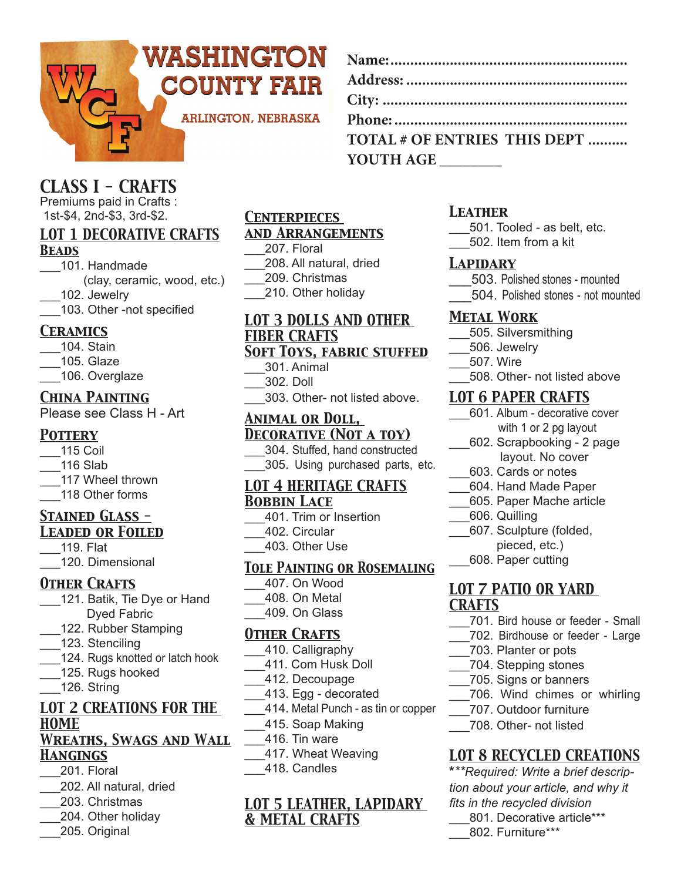# WASHINGTON COUNTY FAIR

ARLINGTON, NEBRASKA

Name:..........................................................

Address: ......................................................

City: ............................................................

Phone: .........................................................

TOTAL # OF ENTRIES THIS DEPT ..........

YOUTH AGE ________

## CLASS I - CRAFTS

Premiums paid in Crafts :
1st-$4, 2nd-$3, 3rd-$2.

### LOT 1 DECORATIVE CRAFTS

**Beads**

___101. Handmade (clay, ceramic, wood, etc.)
___102. Jewelry
___103. Other -not specified

**Ceramics**

___104. Stain
___105. Glaze
___106. Overglaze

**China Painting**

Please see Class H - Art

**Pottery**

___115 Coil
___116 Slab
___117 Wheel thrown
___118 Other forms

**Stained Glass - Leaded or Foiled**

___119. Flat
___120. Dimensional

**Other Crafts**

___121. Batik, Tie Dye or Hand Dyed Fabric
___122. Rubber Stamping
___123. Stenciling
___124. Rugs knotted or latch hook
___125. Rugs hooked
___126. String

### LOT 2 CREATIONS FOR THE HOME

**Wreaths, Swags and Wall Hangings**

___201. Floral
___202. All natural, dried
___203. Christmas
___204. Other holiday
___205. Original

**Centerpieces and Arrangements**

___207. Floral
___208. All natural, dried
___209. Christmas
___210. Other holiday

### LOT 3 DOLLS AND OTHER FIBER CRAFTS

**Soft Toys, Fabric Stuffed**

___301. Animal
___302. Doll
___303. Other- not listed above.

**Animal or Doll, Decorative (Not a toy)**

___304. Stuffed, hand constructed
___305. Using purchased parts, etc.

### LOT 4 HERITAGE CRAFTS

**Bobbin Lace**

___401. Trim or Insertion
___402. Circular
___403. Other Use

**Tole Painting or Rosemaling**

___407. On Wood
___408. On Metal
___409. On Glass

**Other Crafts**

___410. Calligraphy
___411. Com Husk Doll
___412. Decoupage
___413. Egg - decorated
___414. Metal Punch - as tin or copper
___415. Soap Making
___416. Tin ware
___417. Wheat Weaving
___418. Candles

### LOT 5 LEATHER, LAPIDARY & METAL CRAFTS

**Leather**

___501. Tooled - as belt, etc.
___502. Item from a kit

**Lapidary**

___503. Polished stones - mounted
___504. Polished stones - not mounted

**Metal Work**

___505. Silversmithing
___506. Jewelry
___507. Wire
___508. Other- not listed above

### LOT 6 PAPER CRAFTS

___601. Album - decorative cover with 1 or 2 pg layout
___602. Scrapbooking - 2 page layout. No cover
___603. Cards or notes
___604. Hand Made Paper
___605. Paper Mache article
___606. Quilling
___607. Sculpture (folded, pieced, etc.)
___608. Paper cutting

### LOT 7 PATIO OR YARD CRAFTS

___701. Bird house or feeder - Small
___702. Birdhouse or feeder - Large
___703. Planter or pots
___704. Stepping stones
___705. Signs or banners
___706. Wind chimes or whirling
___707. Outdoor furniture
___708. Other- not listed

### LOT 8 RECYCLED CREATIONS

****Required: Write a brief description about your article, and why it fits in the recycled division*

___801. Decorative article***
___802. Furniture***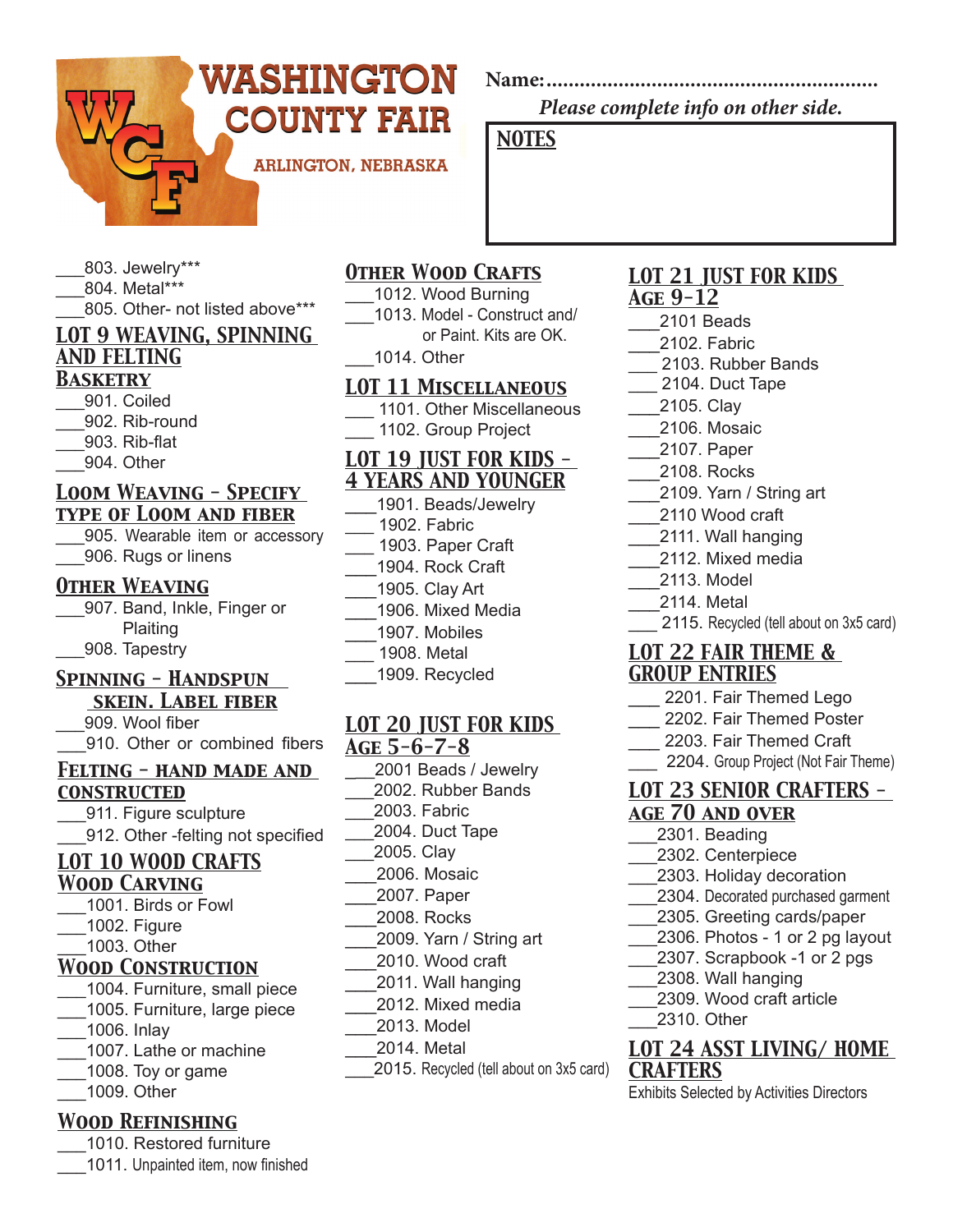# WASHINGTON COUNTY FAIR

ARLINGTON, NEBRASKA

**Name:**........................................................

*Please complete info on other side.*

**NOTES**

___803. Jewelry***
___804. Metal***
___805. Other- not listed above***

## LOT 9 WEAVING, SPINNING AND FELTING

### Basketry

___901. Coiled
___902. Rib-round
___903. Rib-flat
___904. Other

### Loom Weaving – Specify type of Loom and fiber

___905. Wearable item or accessory
___906. Rugs or linens

### Other Weaving

___907. Band, Inkle, Finger or Plaiting
___908. Tapestry

### Spinning – Handspun skein. Label fiber

___909. Wool fiber
___910. Other or combined fibers

### Felting – hand made and constructed

___911. Figure sculpture
___912. Other -felting not specified

## LOT 10 WOOD CRAFTS

### Wood Carving

___1001. Birds or Fowl
___1002. Figure
___1003. Other

### Wood Construction

___1004. Furniture, small piece
___1005. Furniture, large piece
___1006. Inlay
___1007. Lathe or machine
___1008. Toy or game
___1009. Other

### Wood Refinishing

___1010. Restored furniture
___1011. Unpainted item, now finished

### Other Wood Crafts

___1012. Wood Burning
___1013. Model - Construct and/ or Paint. Kits are OK.
___1014. Other

## LOT 11 Miscellaneous

___ 1101. Other Miscellaneous
___ 1102. Group Project

## LOT 19 JUST FOR KIDS – 4 YEARS AND YOUNGER

___1901. Beads/Jewelry
___ 1902. Fabric
___ 1903. Paper Craft
___1904. Rock Craft
___1905. Clay Art
___1906. Mixed Media
___1907. Mobiles
___ 1908. Metal
___1909. Recycled

## LOT 20 JUST FOR KIDS AGE 5-6-7-8

___2001 Beads / Jewelry
___2002. Rubber Bands
___2003. Fabric
___2004. Duct Tape
___2005. Clay
___2006. Mosaic
___2007. Paper
___2008. Rocks
___2009. Yarn / String art
___2010. Wood craft
___2011. Wall hanging
___2012. Mixed media
___2013. Model
___2014. Metal
___2015. Recycled (tell about on 3x5 card)

## LOT 21 JUST FOR KIDS AGE 9-12

___2101 Beads
___2102. Fabric
___ 2103. Rubber Bands
___ 2104. Duct Tape
___2105. Clay
___2106. Mosaic
___2107. Paper
___2108. Rocks
___2109. Yarn / String art
___2110 Wood craft
___2111. Wall hanging
___2112. Mixed media
___2113. Model
___2114. Metal
___ 2115. Recycled (tell about on 3x5 card)

## LOT 22 FAIR THEME & GROUP ENTRIES

___ 2201. Fair Themed Lego
___ 2202. Fair Themed Poster
___ 2203. Fair Themed Craft
___ 2204. Group Project (Not Fair Theme)

## LOT 23 SENIOR CRAFTERS – AGE 70 AND OVER

___2301. Beading
___2302. Centerpiece
___2303. Holiday decoration
___2304. Decorated purchased garment
___2305. Greeting cards/paper
___2306. Photos - 1 or 2 pg layout
___2307. Scrapbook -1 or 2 pgs
___2308. Wall hanging
___2309. Wood craft article
___2310. Other

## LOT 24 ASST LIVING/ HOME CRAFTERS

Exhibits Selected by Activities Directors